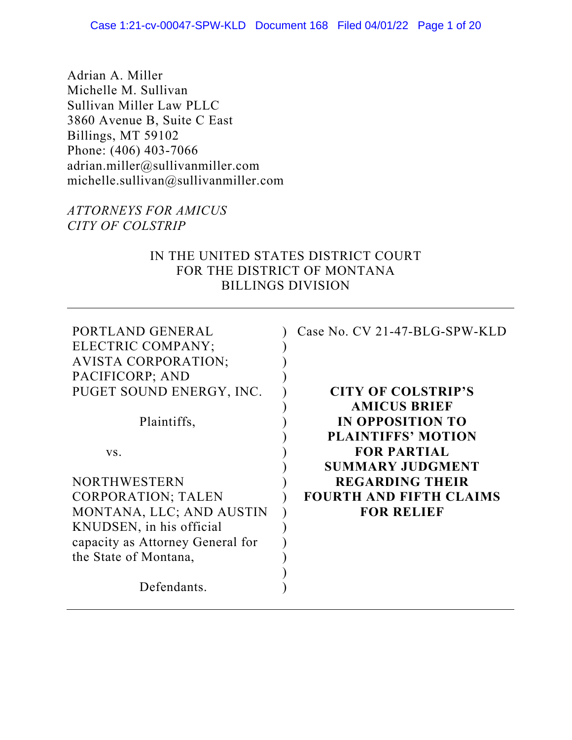Adrian A. Miller
Michelle M. Sullivan
Sullivan Miller Law PLLC
3860 Avenue B, Suite C East
Billings, MT 59102
Phone: (406) 403-7066
adrian.miller@sullivanmiller.com
michelle.sullivan@sullivanmiller.com

*ATTORNEYS FOR AMICUS CITY OF COLSTRIP*

IN THE UNITED STATES DISTRICT COURT
FOR THE DISTRICT OF MONTANA
BILLINGS DIVISION

| | |
|---|---|
| PORTLAND GENERAL ELECTRIC COMPANY; AVISTA CORPORATION; PACIFICORP; AND PUGET SOUND ENERGY, INC.<br><br>Plaintiffs,<br><br>vs.<br><br>NORTHWESTERN CORPORATION; TALEN MONTANA, LLC; AND AUSTIN KNUDSEN, in his official capacity as Attorney General for the State of Montana,<br><br>Defendants. | Case No. CV 21-47-BLG-SPW-KLD<br><br>**CITY OF COLSTRIP'S AMICUS BRIEF IN OPPOSITION TO PLAINTIFFS' MOTION FOR PARTIAL SUMMARY JUDGMENT REGARDING THEIR FOURTH AND FIFTH CLAIMS FOR RELIEF** |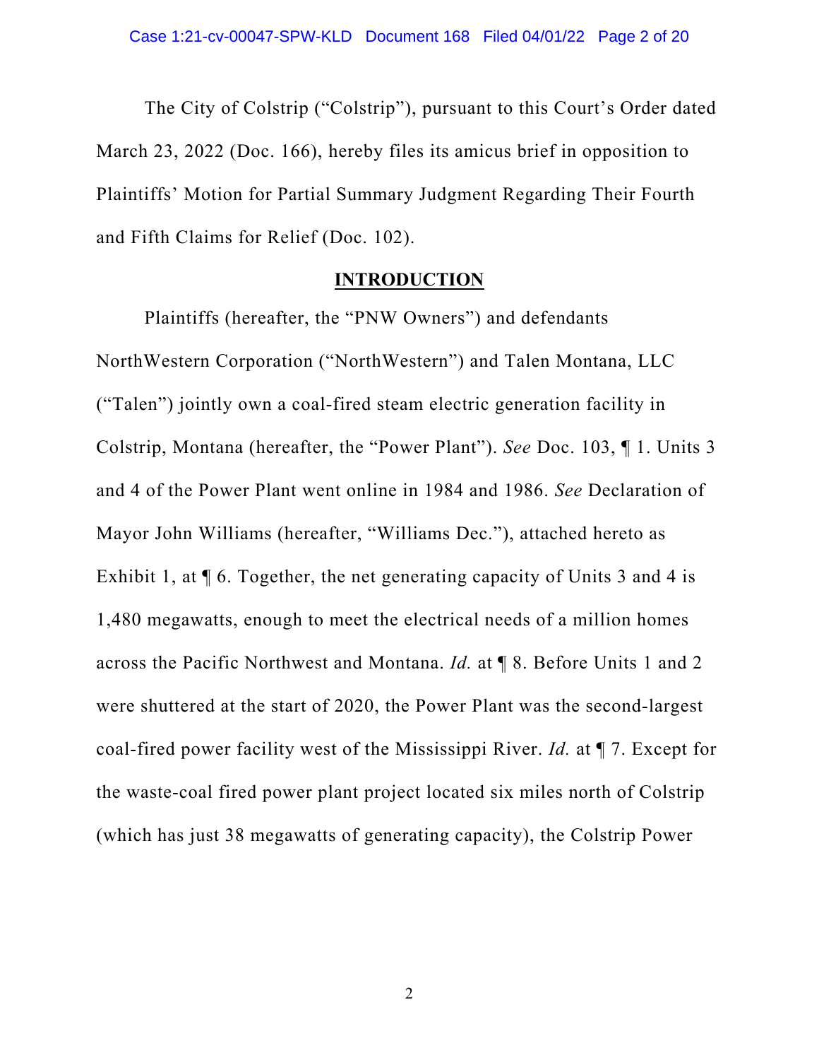The City of Colstrip ("Colstrip"), pursuant to this Court's Order dated March 23, 2022 (Doc. 166), hereby files its amicus brief in opposition to Plaintiffs' Motion for Partial Summary Judgment Regarding Their Fourth and Fifth Claims for Relief (Doc. 102).

## INTRODUCTION

Plaintiffs (hereafter, the "PNW Owners") and defendants NorthWestern Corporation ("NorthWestern") and Talen Montana, LLC ("Talen") jointly own a coal-fired steam electric generation facility in Colstrip, Montana (hereafter, the "Power Plant"). *See* Doc. 103, ¶ 1. Units 3 and 4 of the Power Plant went online in 1984 and 1986. *See* Declaration of Mayor John Williams (hereafter, "Williams Dec."), attached hereto as Exhibit 1, at ¶ 6. Together, the net generating capacity of Units 3 and 4 is 1,480 megawatts, enough to meet the electrical needs of a million homes across the Pacific Northwest and Montana. *Id.* at ¶ 8. Before Units 1 and 2 were shuttered at the start of 2020, the Power Plant was the second-largest coal-fired power facility west of the Mississippi River. *Id.* at ¶ 7. Except for the waste-coal fired power plant project located six miles north of Colstrip (which has just 38 megawatts of generating capacity), the Colstrip Power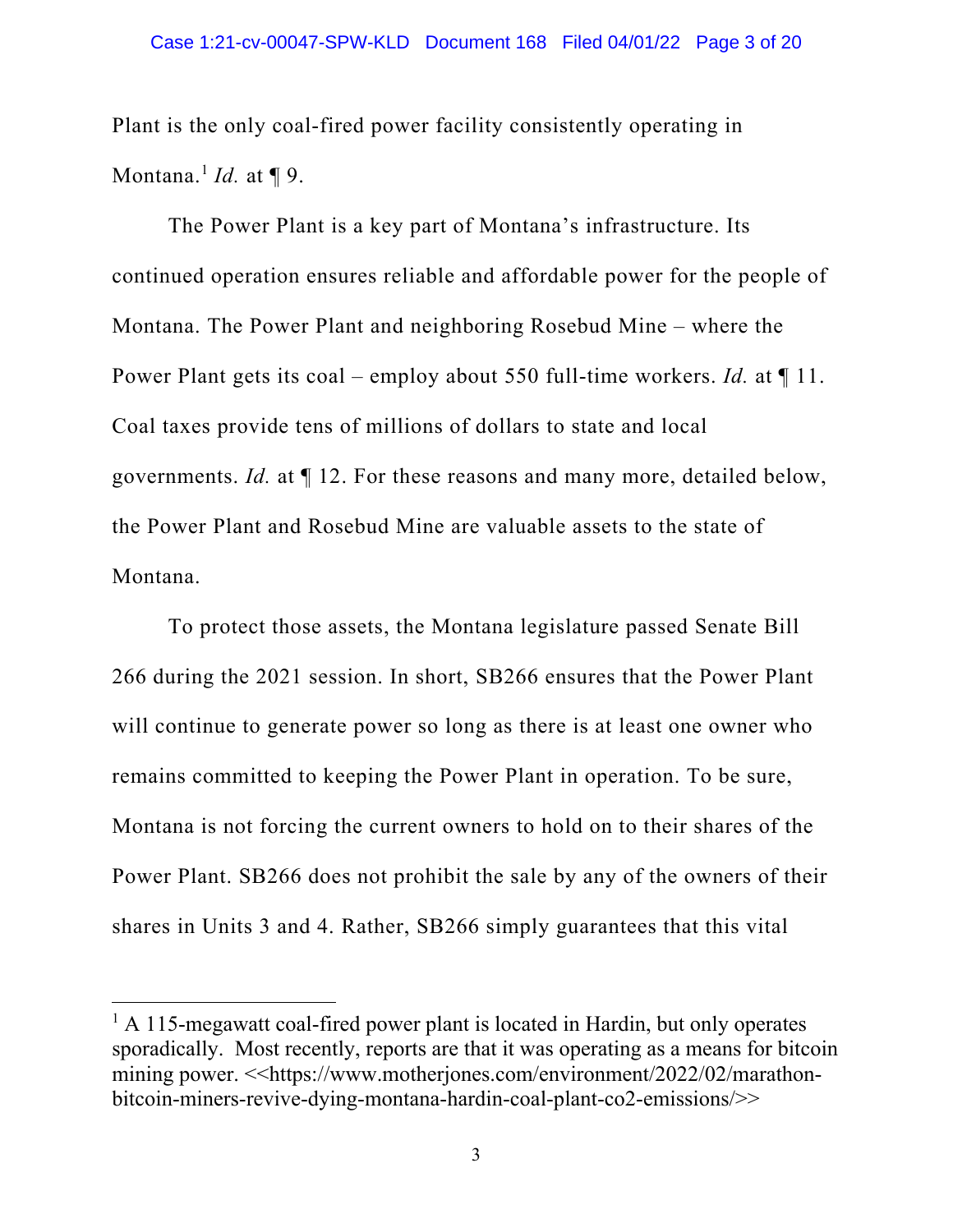Plant is the only coal-fired power facility consistently operating in Montana.[1] *Id.* at ¶ 9.

The Power Plant is a key part of Montana's infrastructure. Its continued operation ensures reliable and affordable power for the people of Montana. The Power Plant and neighboring Rosebud Mine – where the Power Plant gets its coal – employ about 550 full-time workers. *Id.* at ¶ 11. Coal taxes provide tens of millions of dollars to state and local governments. *Id.* at ¶ 12. For these reasons and many more, detailed below, the Power Plant and Rosebud Mine are valuable assets to the state of Montana.

To protect those assets, the Montana legislature passed Senate Bill 266 during the 2021 session. In short, SB266 ensures that the Power Plant will continue to generate power so long as there is at least one owner who remains committed to keeping the Power Plant in operation. To be sure, Montana is not forcing the current owners to hold on to their shares of the Power Plant. SB266 does not prohibit the sale by any of the owners of their shares in Units 3 and 4. Rather, SB266 simply guarantees that this vital

---

[1] A 115-megawatt coal-fired power plant is located in Hardin, but only operates sporadically. Most recently, reports are that it was operating as a means for bitcoin mining power. <<https://www.motherjones.com/environment/2022/02/marathon-bitcoin-miners-revive-dying-montana-hardin-coal-plant-co2-emissions/>>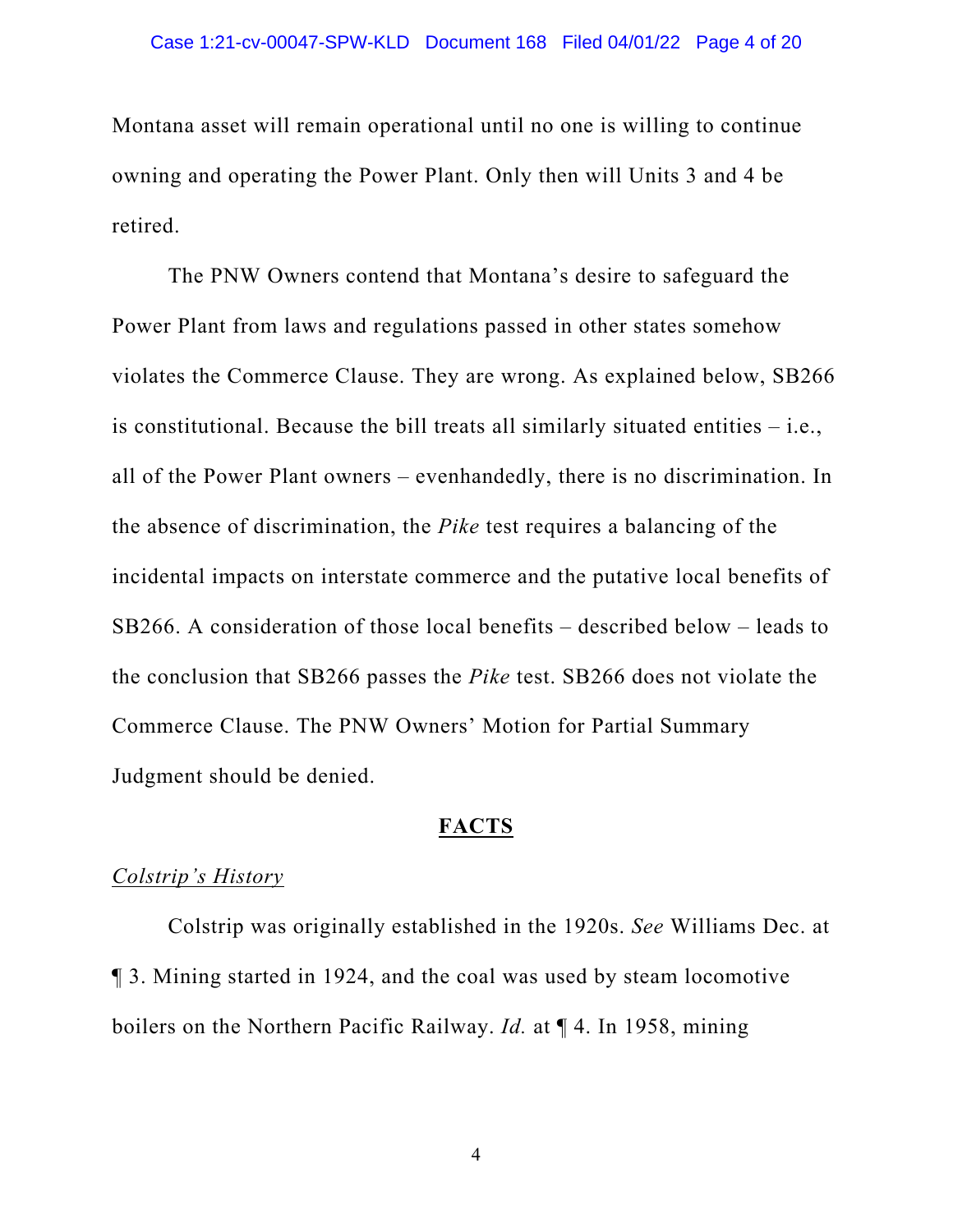Montana asset will remain operational until no one is willing to continue owning and operating the Power Plant. Only then will Units 3 and 4 be retired.

The PNW Owners contend that Montana's desire to safeguard the Power Plant from laws and regulations passed in other states somehow violates the Commerce Clause. They are wrong. As explained below, SB266 is constitutional. Because the bill treats all similarly situated entities – i.e., all of the Power Plant owners – evenhandedly, there is no discrimination. In the absence of discrimination, the *Pike* test requires a balancing of the incidental impacts on interstate commerce and the putative local benefits of SB266. A consideration of those local benefits – described below – leads to the conclusion that SB266 passes the *Pike* test. SB266 does not violate the Commerce Clause. The PNW Owners' Motion for Partial Summary Judgment should be denied.

## FACTS

### *Colstrip's History*

Colstrip was originally established in the 1920s. *See* Williams Dec. at ¶ 3. Mining started in 1924, and the coal was used by steam locomotive boilers on the Northern Pacific Railway. *Id.* at ¶ 4. In 1958, mining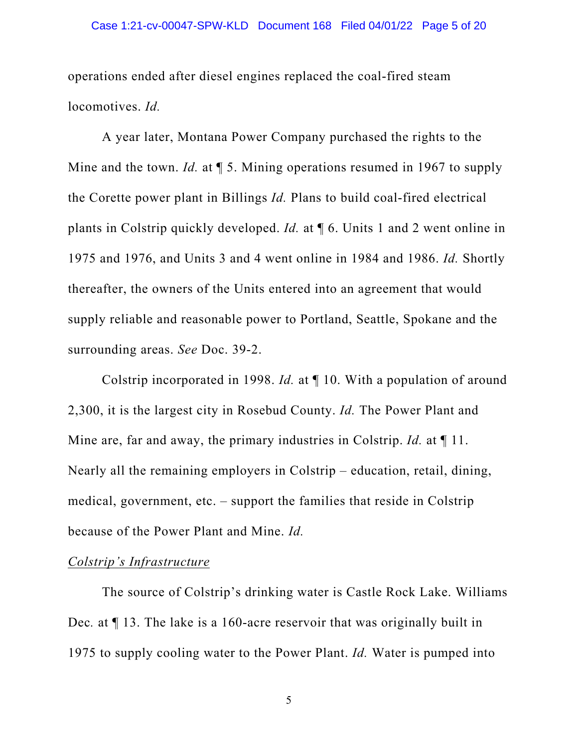operations ended after diesel engines replaced the coal-fired steam locomotives. *Id.*

A year later, Montana Power Company purchased the rights to the Mine and the town. *Id.* at ¶ 5. Mining operations resumed in 1967 to supply the Corette power plant in Billings *Id.* Plans to build coal-fired electrical plants in Colstrip quickly developed. *Id.* at ¶ 6. Units 1 and 2 went online in 1975 and 1976, and Units 3 and 4 went online in 1984 and 1986. *Id.* Shortly thereafter, the owners of the Units entered into an agreement that would supply reliable and reasonable power to Portland, Seattle, Spokane and the surrounding areas. *See* Doc. 39-2.

Colstrip incorporated in 1998. *Id.* at ¶ 10. With a population of around 2,300, it is the largest city in Rosebud County. *Id.* The Power Plant and Mine are, far and away, the primary industries in Colstrip. *Id.* at ¶ 11. Nearly all the remaining employers in Colstrip – education, retail, dining, medical, government, etc. – support the families that reside in Colstrip because of the Power Plant and Mine. *Id.*

*Colstrip's Infrastructure*

The source of Colstrip's drinking water is Castle Rock Lake. Williams Dec. at ¶ 13. The lake is a 160-acre reservoir that was originally built in 1975 to supply cooling water to the Power Plant. *Id.* Water is pumped into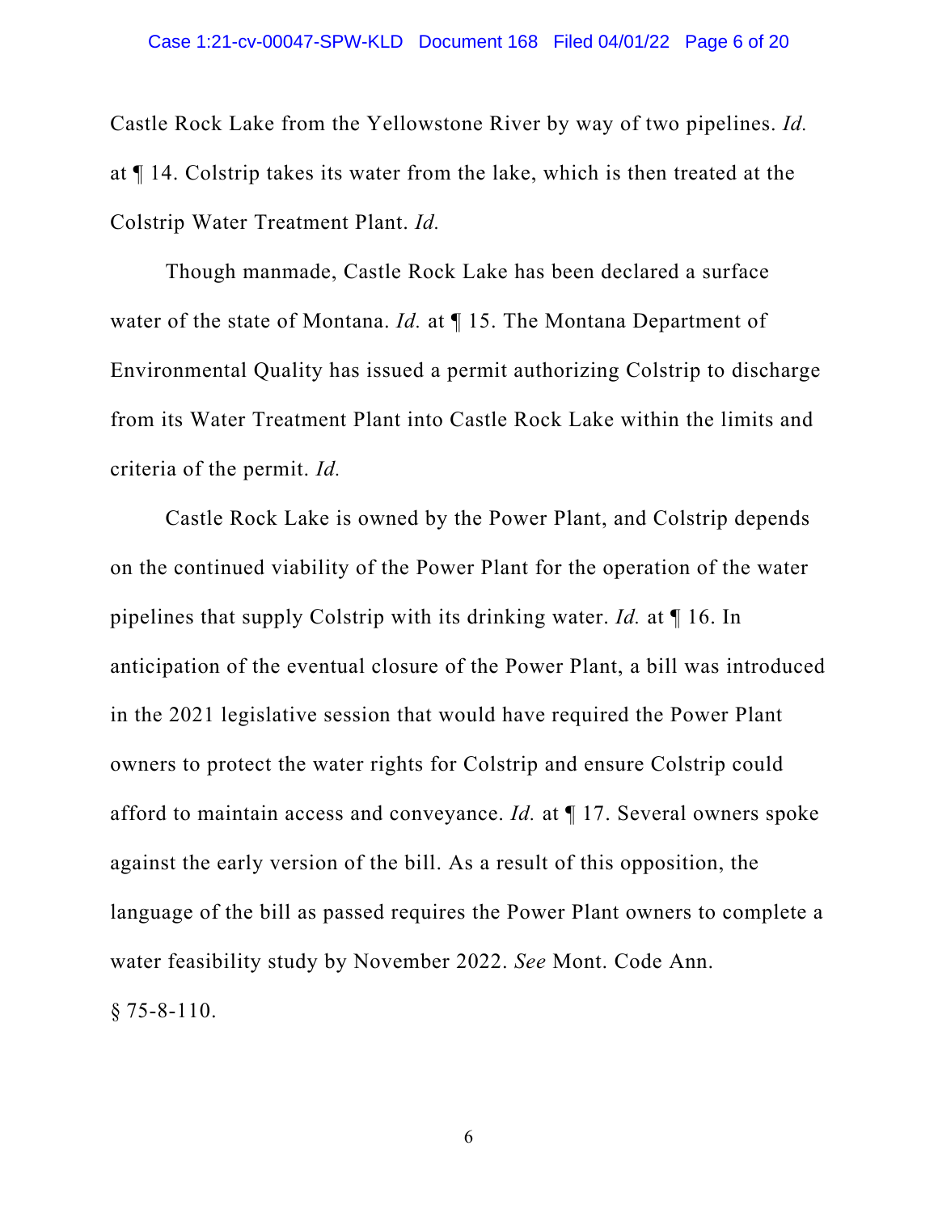Castle Rock Lake from the Yellowstone River by way of two pipelines. *Id.* at ¶ 14. Colstrip takes its water from the lake, which is then treated at the Colstrip Water Treatment Plant. *Id.*

Though manmade, Castle Rock Lake has been declared a surface water of the state of Montana. *Id.* at ¶ 15. The Montana Department of Environmental Quality has issued a permit authorizing Colstrip to discharge from its Water Treatment Plant into Castle Rock Lake within the limits and criteria of the permit. *Id.*

Castle Rock Lake is owned by the Power Plant, and Colstrip depends on the continued viability of the Power Plant for the operation of the water pipelines that supply Colstrip with its drinking water. *Id.* at ¶ 16. In anticipation of the eventual closure of the Power Plant, a bill was introduced in the 2021 legislative session that would have required the Power Plant owners to protect the water rights for Colstrip and ensure Colstrip could afford to maintain access and conveyance. *Id.* at ¶ 17. Several owners spoke against the early version of the bill. As a result of this opposition, the language of the bill as passed requires the Power Plant owners to complete a water feasibility study by November 2022. *See* Mont. Code Ann. § 75-8-110.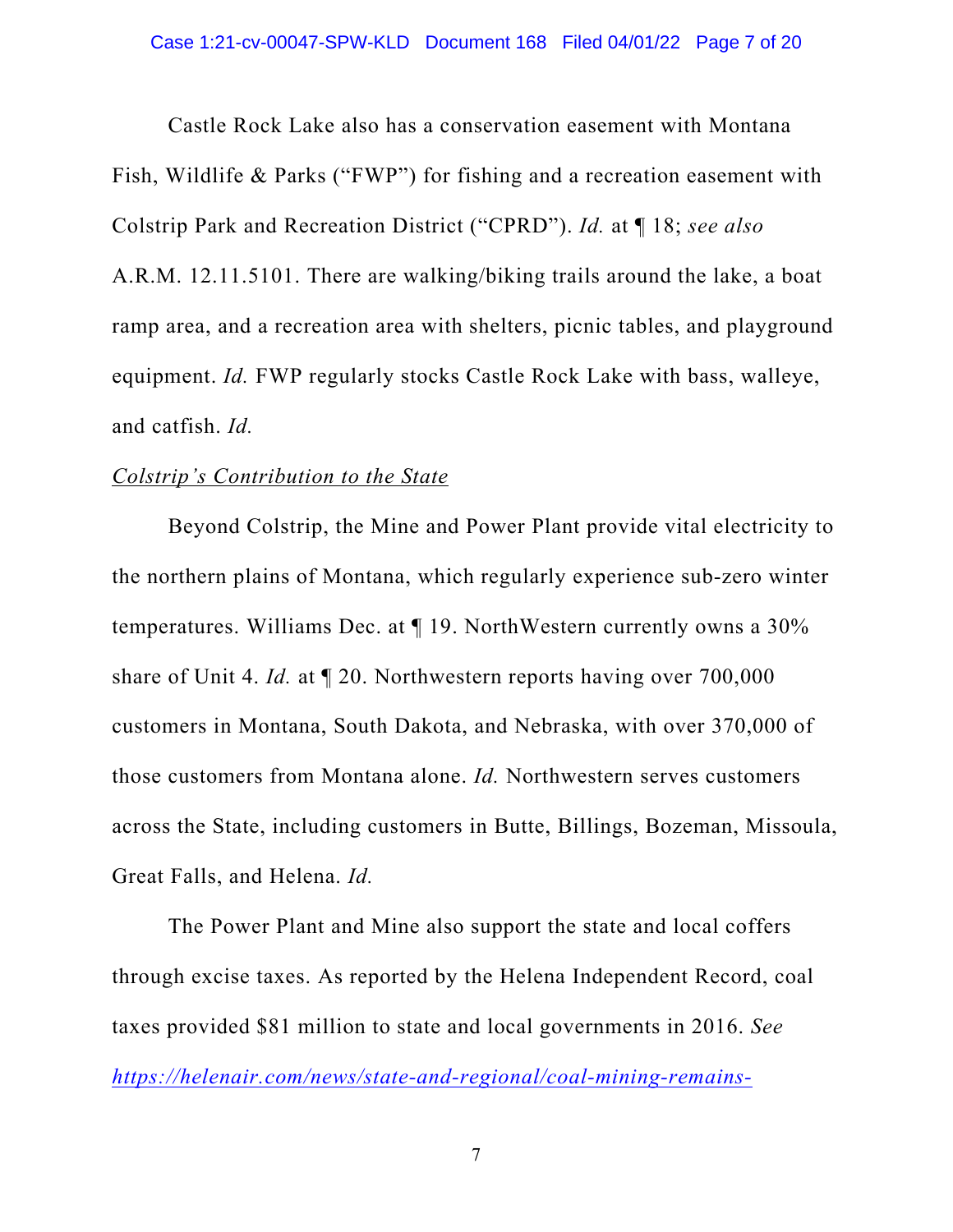Castle Rock Lake also has a conservation easement with Montana Fish, Wildlife & Parks ("FWP") for fishing and a recreation easement with Colstrip Park and Recreation District ("CPRD"). *Id.* at ¶ 18; *see also* A.R.M. 12.11.5101. There are walking/biking trails around the lake, a boat ramp area, and a recreation area with shelters, picnic tables, and playground equipment. *Id.* FWP regularly stocks Castle Rock Lake with bass, walleye, and catfish. *Id.*

*Colstrip's Contribution to the State*

Beyond Colstrip, the Mine and Power Plant provide vital electricity to the northern plains of Montana, which regularly experience sub-zero winter temperatures. Williams Dec. at ¶ 19. NorthWestern currently owns a 30% share of Unit 4. *Id.* at ¶ 20. Northwestern reports having over 700,000 customers in Montana, South Dakota, and Nebraska, with over 370,000 of those customers from Montana alone. *Id.* Northwestern serves customers across the State, including customers in Butte, Billings, Bozeman, Missoula, Great Falls, and Helena. *Id.*

The Power Plant and Mine also support the state and local coffers through excise taxes. As reported by the Helena Independent Record, coal taxes provided $81 million to state and local governments in 2016. *See* *https://helenair.com/news/state-and-regional/coal-mining-remains-*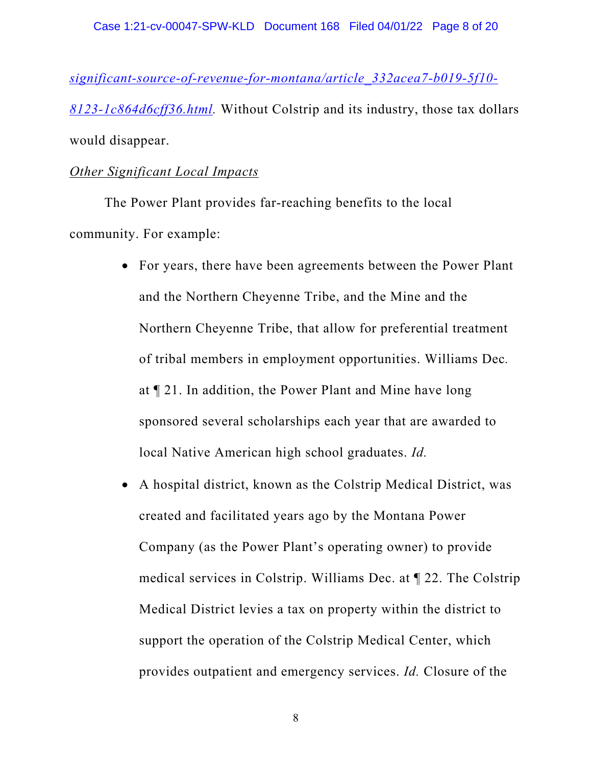*significant-source-of-revenue-for-montana/article_332acea7-b019-5f10-8123-1c864d6cff36.html.* Without Colstrip and its industry, those tax dollars would disappear.

*Other Significant Local Impacts*

The Power Plant provides far-reaching benefits to the local community. For example:

- For years, there have been agreements between the Power Plant and the Northern Cheyenne Tribe, and the Mine and the Northern Cheyenne Tribe, that allow for preferential treatment of tribal members in employment opportunities. Williams Dec. at ¶ 21. In addition, the Power Plant and Mine have long sponsored several scholarships each year that are awarded to local Native American high school graduates. *Id.*
- A hospital district, known as the Colstrip Medical District, was created and facilitated years ago by the Montana Power Company (as the Power Plant's operating owner) to provide medical services in Colstrip. Williams Dec. at ¶ 22. The Colstrip Medical District levies a tax on property within the district to support the operation of the Colstrip Medical Center, which provides outpatient and emergency services. *Id.* Closure of the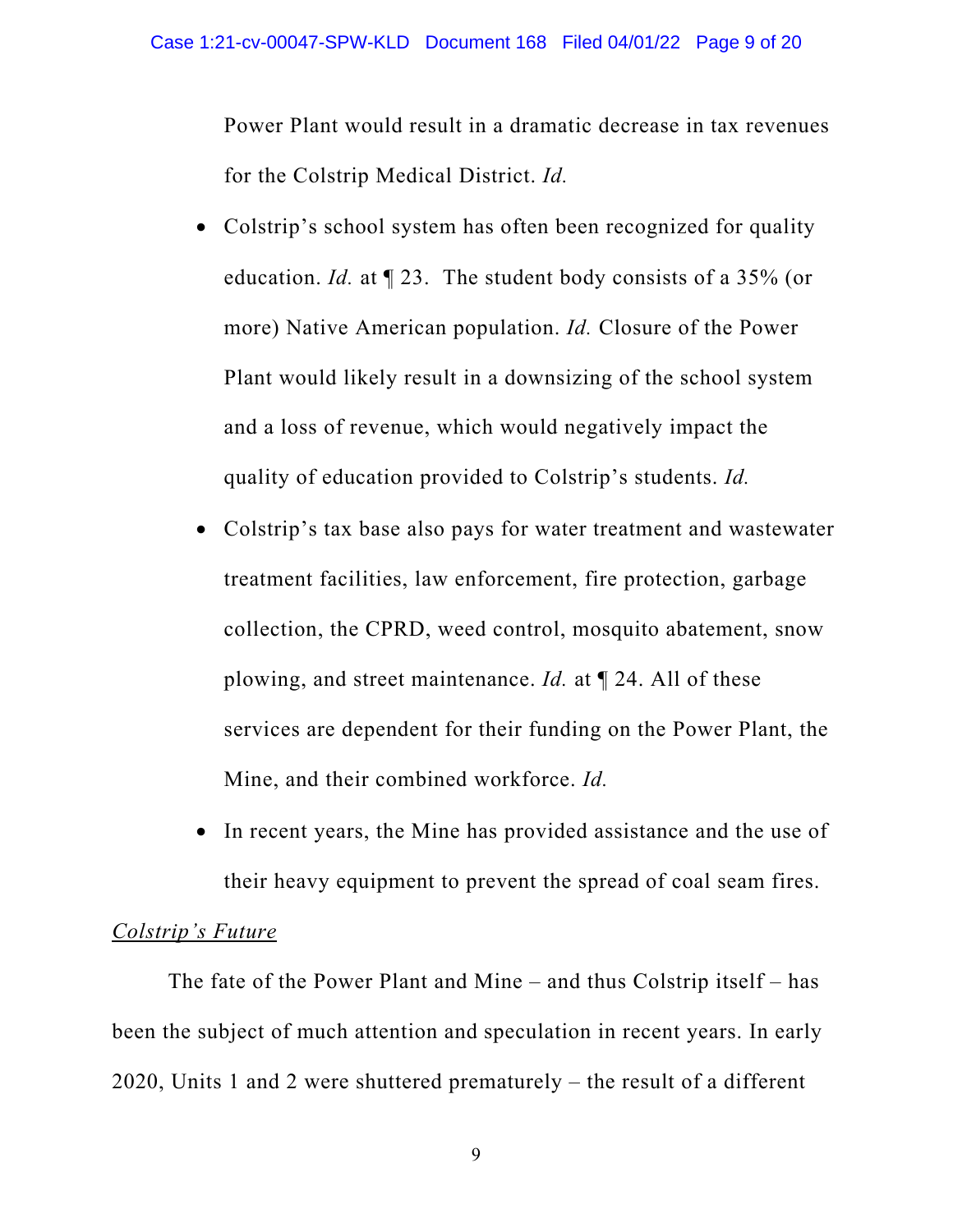Power Plant would result in a dramatic decrease in tax revenues for the Colstrip Medical District. *Id.*

- Colstrip's school system has often been recognized for quality education. *Id.* at ¶ 23. The student body consists of a 35% (or more) Native American population. *Id.* Closure of the Power Plant would likely result in a downsizing of the school system and a loss of revenue, which would negatively impact the quality of education provided to Colstrip's students. *Id.*
- Colstrip's tax base also pays for water treatment and wastewater treatment facilities, law enforcement, fire protection, garbage collection, the CPRD, weed control, mosquito abatement, snow plowing, and street maintenance. *Id.* at ¶ 24. All of these services are dependent for their funding on the Power Plant, the Mine, and their combined workforce. *Id.*
- In recent years, the Mine has provided assistance and the use of their heavy equipment to prevent the spread of coal seam fires.

*Colstrip's Future*

The fate of the Power Plant and Mine – and thus Colstrip itself – has been the subject of much attention and speculation in recent years. In early 2020, Units 1 and 2 were shuttered prematurely – the result of a different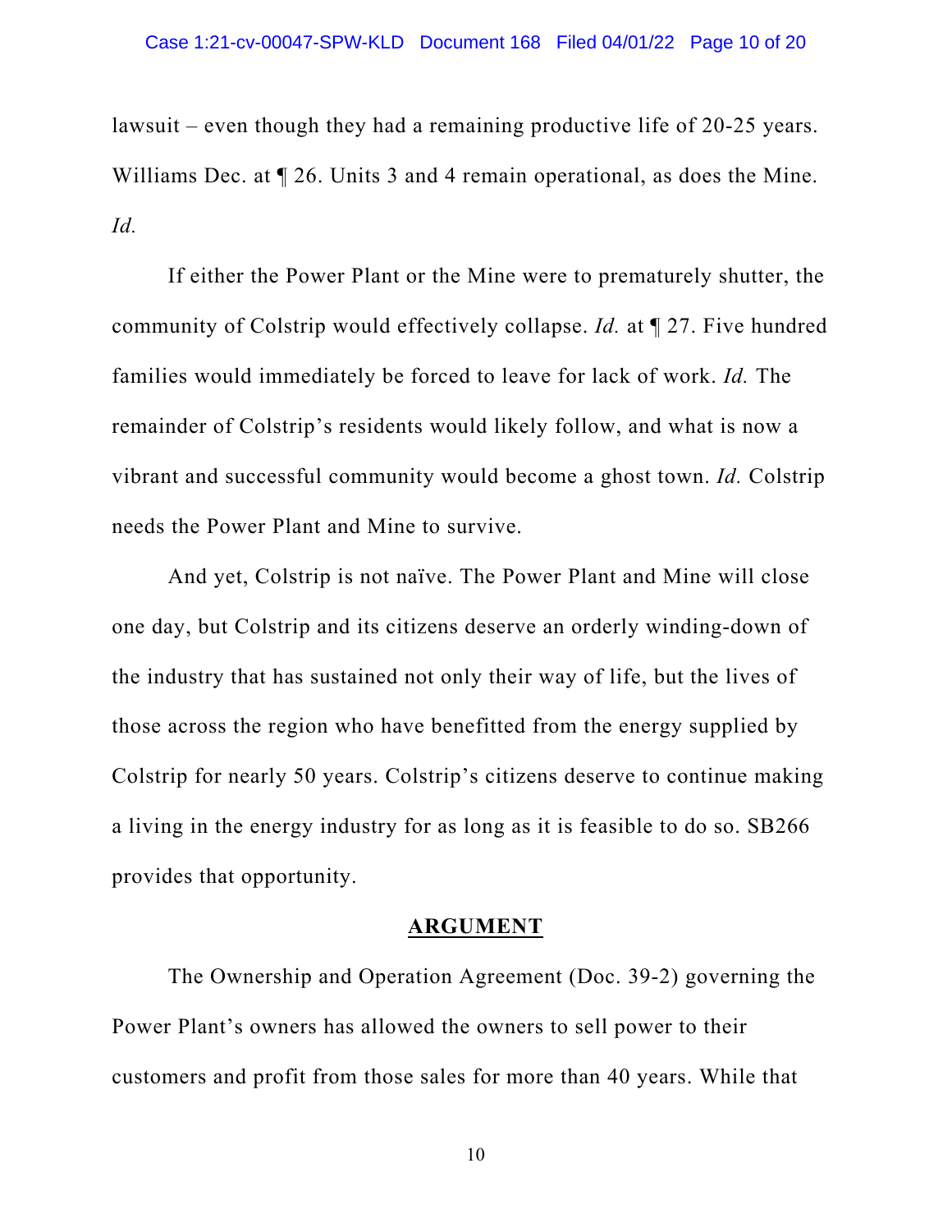lawsuit – even though they had a remaining productive life of 20-25 years. Williams Dec. at ¶ 26. Units 3 and 4 remain operational, as does the Mine. *Id.*

If either the Power Plant or the Mine were to prematurely shutter, the community of Colstrip would effectively collapse. *Id.* at ¶ 27. Five hundred families would immediately be forced to leave for lack of work. *Id.* The remainder of Colstrip's residents would likely follow, and what is now a vibrant and successful community would become a ghost town. *Id.* Colstrip needs the Power Plant and Mine to survive.

And yet, Colstrip is not naïve. The Power Plant and Mine will close one day, but Colstrip and its citizens deserve an orderly winding-down of the industry that has sustained not only their way of life, but the lives of those across the region who have benefitted from the energy supplied by Colstrip for nearly 50 years. Colstrip's citizens deserve to continue making a living in the energy industry for as long as it is feasible to do so. SB266 provides that opportunity.

## ARGUMENT

The Ownership and Operation Agreement (Doc. 39-2) governing the Power Plant's owners has allowed the owners to sell power to their customers and profit from those sales for more than 40 years. While that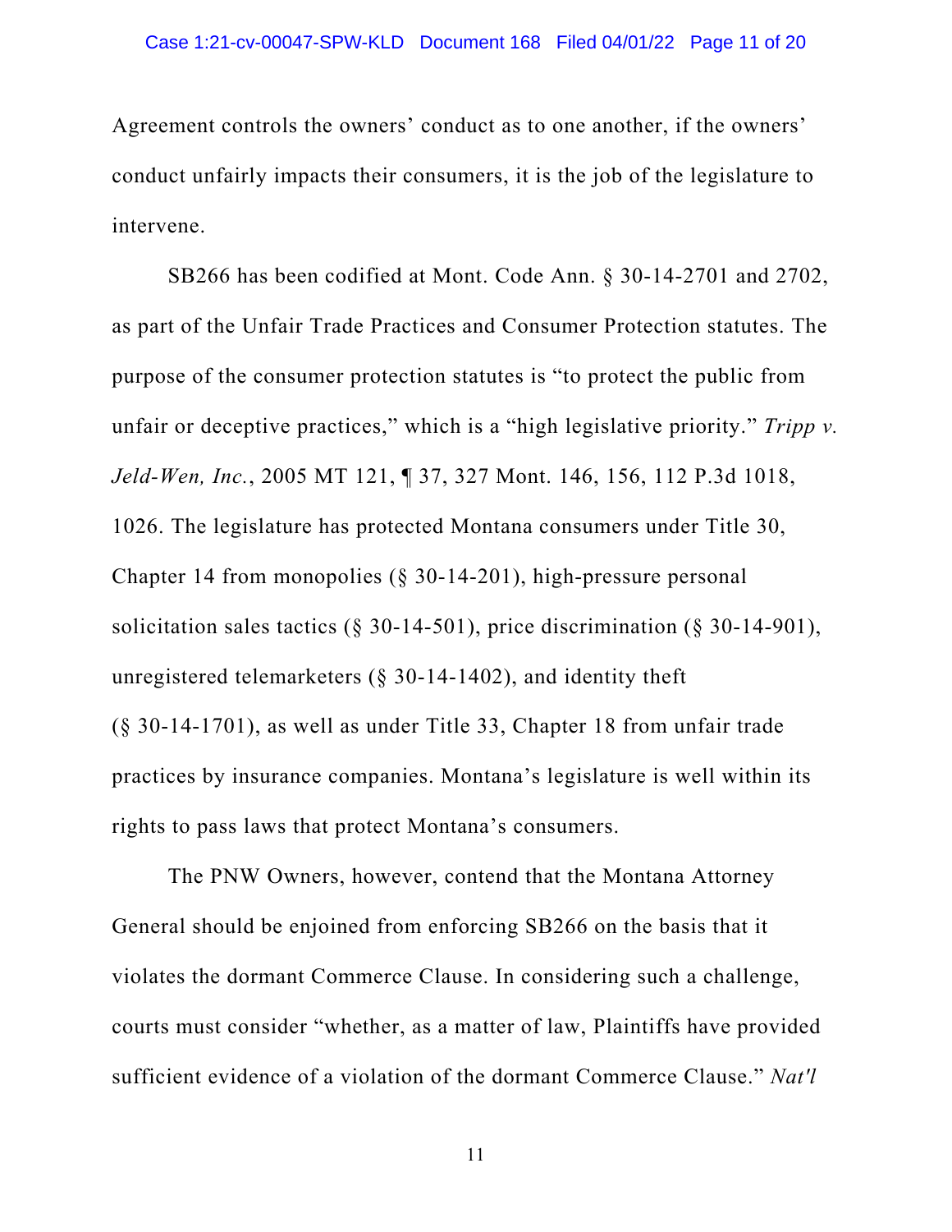Agreement controls the owners' conduct as to one another, if the owners' conduct unfairly impacts their consumers, it is the job of the legislature to intervene.

SB266 has been codified at Mont. Code Ann. § 30-14-2701 and 2702, as part of the Unfair Trade Practices and Consumer Protection statutes. The purpose of the consumer protection statutes is "to protect the public from unfair or deceptive practices," which is a "high legislative priority." *Tripp v. Jeld-Wen, Inc.*, 2005 MT 121, ¶ 37, 327 Mont. 146, 156, 112 P.3d 1018, 1026. The legislature has protected Montana consumers under Title 30, Chapter 14 from monopolies (§ 30-14-201), high-pressure personal solicitation sales tactics (§ 30-14-501), price discrimination (§ 30-14-901), unregistered telemarketers (§ 30-14-1402), and identity theft (§ 30-14-1701), as well as under Title 33, Chapter 18 from unfair trade practices by insurance companies. Montana's legislature is well within its rights to pass laws that protect Montana's consumers.

The PNW Owners, however, contend that the Montana Attorney General should be enjoined from enforcing SB266 on the basis that it violates the dormant Commerce Clause. In considering such a challenge, courts must consider "whether, as a matter of law, Plaintiffs have provided sufficient evidence of a violation of the dormant Commerce Clause." *Nat'l*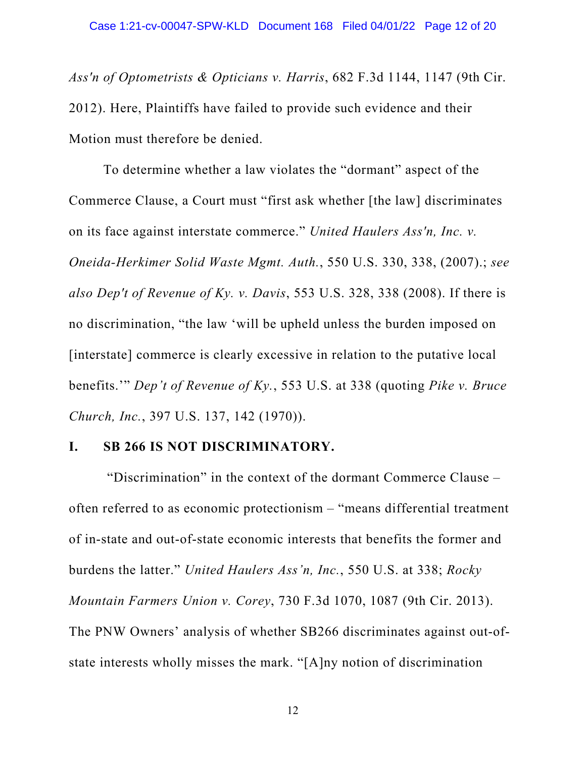*Ass'n of Optometrists & Opticians v. Harris*, 682 F.3d 1144, 1147 (9th Cir. 2012). Here, Plaintiffs have failed to provide such evidence and their Motion must therefore be denied.

To determine whether a law violates the "dormant" aspect of the Commerce Clause, a Court must "first ask whether [the law] discriminates on its face against interstate commerce." *United Haulers Ass'n, Inc. v. Oneida-Herkimer Solid Waste Mgmt. Auth.*, 550 U.S. 330, 338, (2007).; *see also Dep't of Revenue of Ky. v. Davis*, 553 U.S. 328, 338 (2008). If there is no discrimination, "the law 'will be upheld unless the burden imposed on [interstate] commerce is clearly excessive in relation to the putative local benefits.'" *Dep't of Revenue of Ky.*, 553 U.S. at 338 (quoting *Pike v. Bruce Church, Inc.*, 397 U.S. 137, 142 (1970)).

## I. SB 266 IS NOT DISCRIMINATORY.

"Discrimination" in the context of the dormant Commerce Clause – often referred to as economic protectionism – "means differential treatment of in-state and out-of-state economic interests that benefits the former and burdens the latter." *United Haulers Ass'n, Inc.*, 550 U.S. at 338; *Rocky Mountain Farmers Union v. Corey*, 730 F.3d 1070, 1087 (9th Cir. 2013). The PNW Owners' analysis of whether SB266 discriminates against out-of-state interests wholly misses the mark. "[A]ny notion of discrimination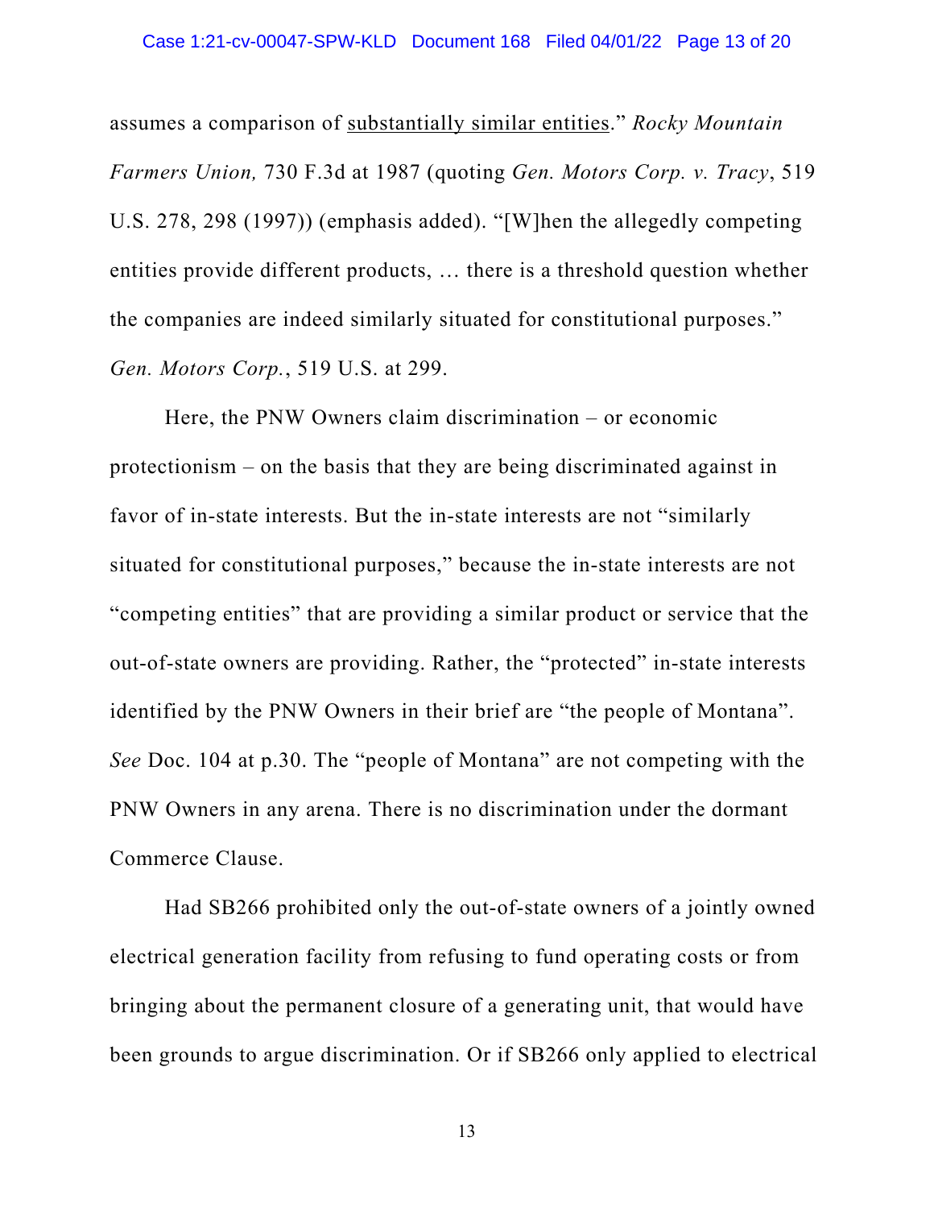assumes a comparison of <u>substantially similar entities</u>." *Rocky Mountain Farmers Union,* 730 F.3d at 1987 (quoting *Gen. Motors Corp. v. Tracy*, 519 U.S. 278, 298 (1997)) (emphasis added). "[W]hen the allegedly competing entities provide different products, … there is a threshold question whether the companies are indeed similarly situated for constitutional purposes." *Gen. Motors Corp.*, 519 U.S. at 299.

Here, the PNW Owners claim discrimination – or economic protectionism – on the basis that they are being discriminated against in favor of in-state interests. But the in-state interests are not "similarly situated for constitutional purposes," because the in-state interests are not "competing entities" that are providing a similar product or service that the out-of-state owners are providing. Rather, the "protected" in-state interests identified by the PNW Owners in their brief are "the people of Montana". *See* Doc. 104 at p.30. The "people of Montana" are not competing with the PNW Owners in any arena. There is no discrimination under the dormant Commerce Clause.

Had SB266 prohibited only the out-of-state owners of a jointly owned electrical generation facility from refusing to fund operating costs or from bringing about the permanent closure of a generating unit, that would have been grounds to argue discrimination. Or if SB266 only applied to electrical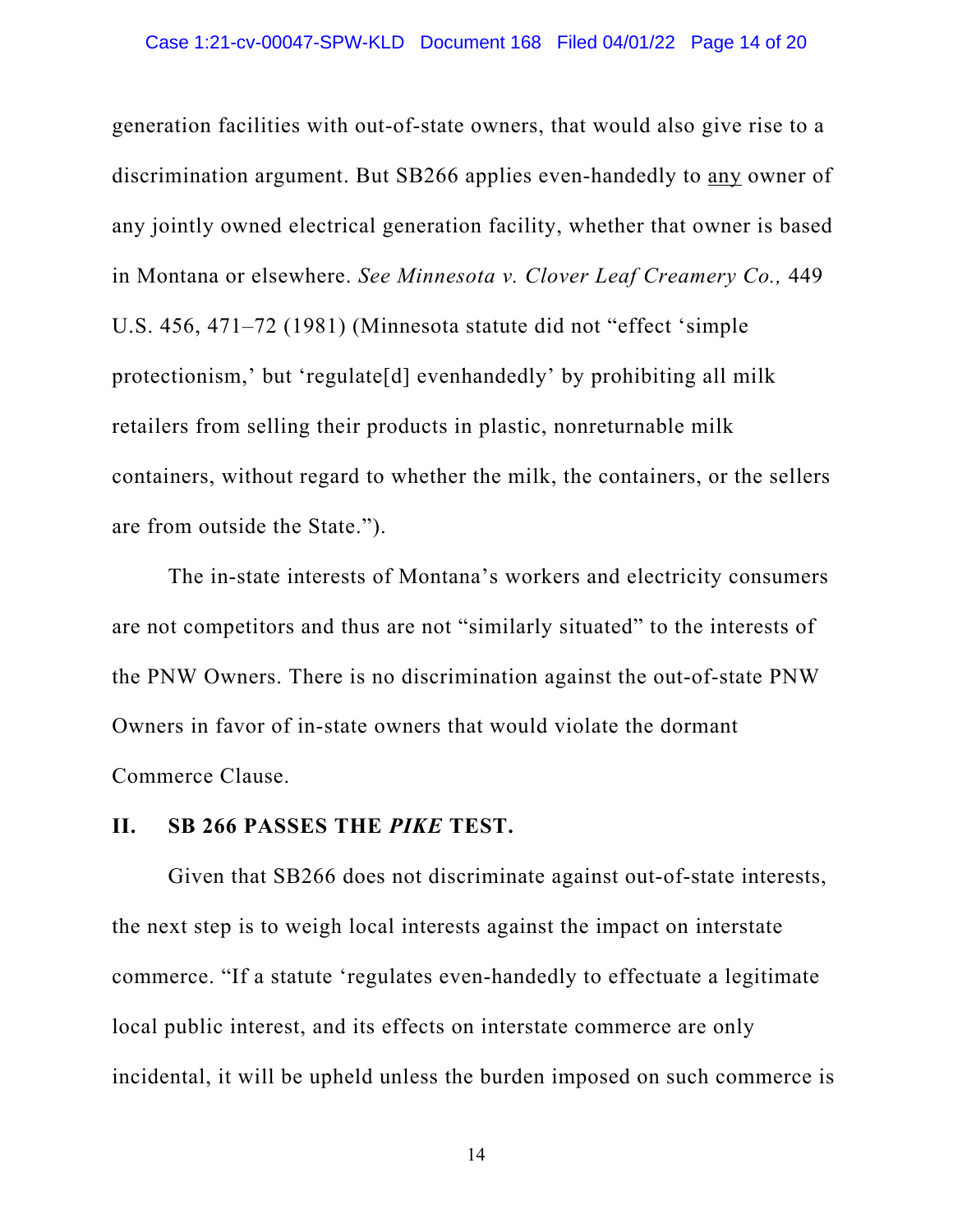generation facilities with out-of-state owners, that would also give rise to a discrimination argument. But SB266 applies even-handedly to <u>any</u> owner of any jointly owned electrical generation facility, whether that owner is based in Montana or elsewhere. *See Minnesota v. Clover Leaf Creamery Co.,* 449 U.S. 456, 471–72 (1981) (Minnesota statute did not "effect 'simple protectionism,' but 'regulate[d] evenhandedly' by prohibiting all milk retailers from selling their products in plastic, nonreturnable milk containers, without regard to whether the milk, the containers, or the sellers are from outside the State.").

The in-state interests of Montana's workers and electricity consumers are not competitors and thus are not "similarly situated" to the interests of the PNW Owners. There is no discrimination against the out-of-state PNW Owners in favor of in-state owners that would violate the dormant Commerce Clause.

## II. SB 266 PASSES THE *PIKE* TEST.

Given that SB266 does not discriminate against out-of-state interests, the next step is to weigh local interests against the impact on interstate commerce. "If a statute 'regulates even-handedly to effectuate a legitimate local public interest, and its effects on interstate commerce are only incidental, it will be upheld unless the burden imposed on such commerce is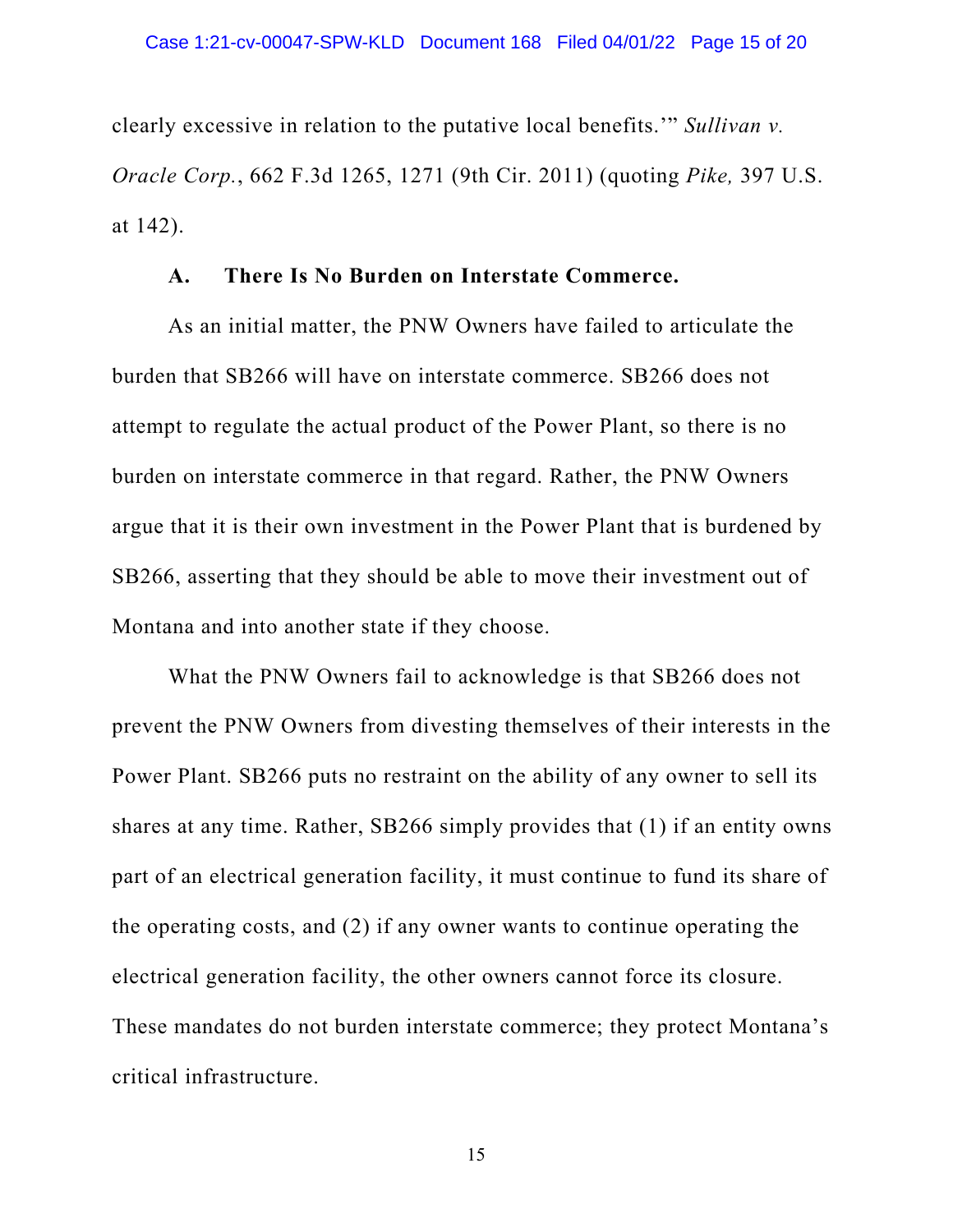clearly excessive in relation to the putative local benefits.'" *Sullivan v. Oracle Corp.*, 662 F.3d 1265, 1271 (9th Cir. 2011) (quoting *Pike,* 397 U.S. at 142).

### A. There Is No Burden on Interstate Commerce.

As an initial matter, the PNW Owners have failed to articulate the burden that SB266 will have on interstate commerce. SB266 does not attempt to regulate the actual product of the Power Plant, so there is no burden on interstate commerce in that regard. Rather, the PNW Owners argue that it is their own investment in the Power Plant that is burdened by SB266, asserting that they should be able to move their investment out of Montana and into another state if they choose.

What the PNW Owners fail to acknowledge is that SB266 does not prevent the PNW Owners from divesting themselves of their interests in the Power Plant. SB266 puts no restraint on the ability of any owner to sell its shares at any time. Rather, SB266 simply provides that (1) if an entity owns part of an electrical generation facility, it must continue to fund its share of the operating costs, and (2) if any owner wants to continue operating the electrical generation facility, the other owners cannot force its closure. These mandates do not burden interstate commerce; they protect Montana's critical infrastructure.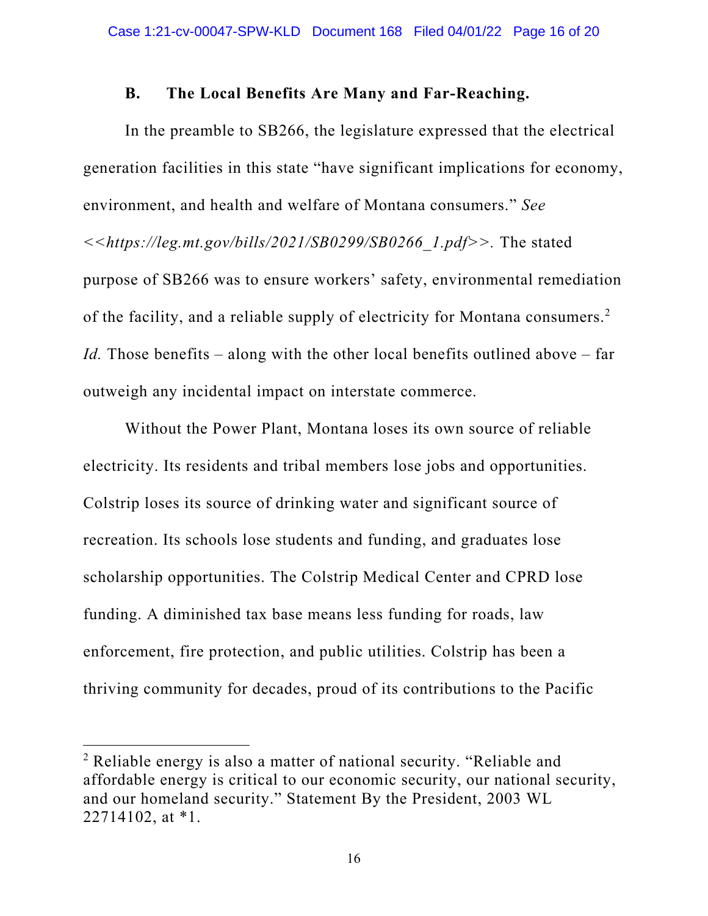### B. The Local Benefits Are Many and Far-Reaching.

In the preamble to SB266, the legislature expressed that the electrical generation facilities in this state "have significant implications for economy, environment, and health and welfare of Montana consumers." *See <<https://leg.mt.gov/bills/2021/SB0299/SB0266_1.pdf>>*. The stated purpose of SB266 was to ensure workers' safety, environmental remediation of the facility, and a reliable supply of electricity for Montana consumers.[2] *Id.* Those benefits – along with the other local benefits outlined above – far outweigh any incidental impact on interstate commerce.

Without the Power Plant, Montana loses its own source of reliable electricity. Its residents and tribal members lose jobs and opportunities. Colstrip loses its source of drinking water and significant source of recreation. Its schools lose students and funding, and graduates lose scholarship opportunities. The Colstrip Medical Center and CPRD lose funding. A diminished tax base means less funding for roads, law enforcement, fire protection, and public utilities. Colstrip has been a thriving community for decades, proud of its contributions to the Pacific

---

[2] Reliable energy is also a matter of national security. "Reliable and affordable energy is critical to our economic security, our national security, and our homeland security." Statement By the President, 2003 WL 22714102, at *1.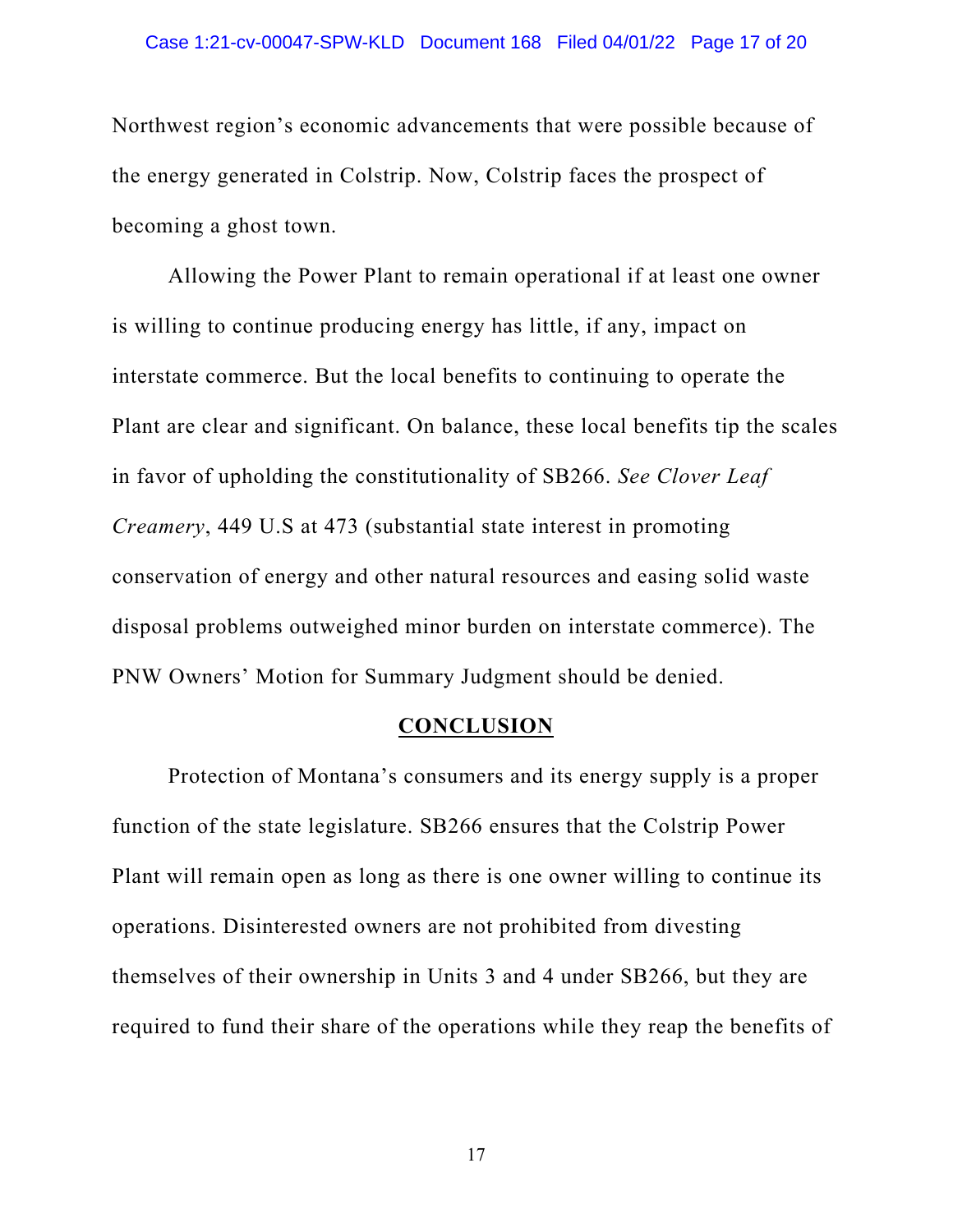Northwest region's economic advancements that were possible because of the energy generated in Colstrip. Now, Colstrip faces the prospect of becoming a ghost town.

Allowing the Power Plant to remain operational if at least one owner is willing to continue producing energy has little, if any, impact on interstate commerce. But the local benefits to continuing to operate the Plant are clear and significant. On balance, these local benefits tip the scales in favor of upholding the constitutionality of SB266. *See Clover Leaf Creamery*, 449 U.S at 473 (substantial state interest in promoting conservation of energy and other natural resources and easing solid waste disposal problems outweighed minor burden on interstate commerce). The PNW Owners' Motion for Summary Judgment should be denied.

## CONCLUSION

Protection of Montana's consumers and its energy supply is a proper function of the state legislature. SB266 ensures that the Colstrip Power Plant will remain open as long as there is one owner willing to continue its operations. Disinterested owners are not prohibited from divesting themselves of their ownership in Units 3 and 4 under SB266, but they are required to fund their share of the operations while they reap the benefits of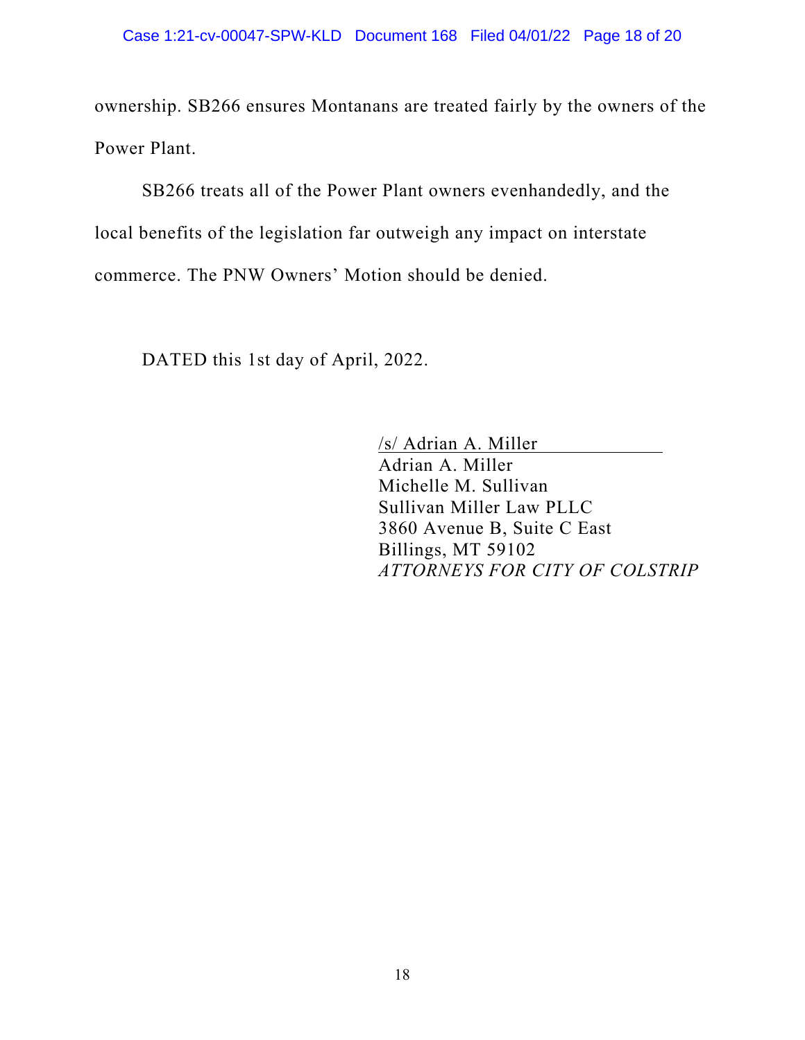ownership. SB266 ensures Montanans are treated fairly by the owners of the Power Plant.

SB266 treats all of the Power Plant owners evenhandedly, and the local benefits of the legislation far outweigh any impact on interstate commerce. The PNW Owners' Motion should be denied.

DATED this 1st day of April, 2022.

/s/ Adrian A. Miller
Adrian A. Miller
Michelle M. Sullivan
Sullivan Miller Law PLLC
3860 Avenue B, Suite C East
Billings, MT 59102
*ATTORNEYS FOR CITY OF COLSTRIP*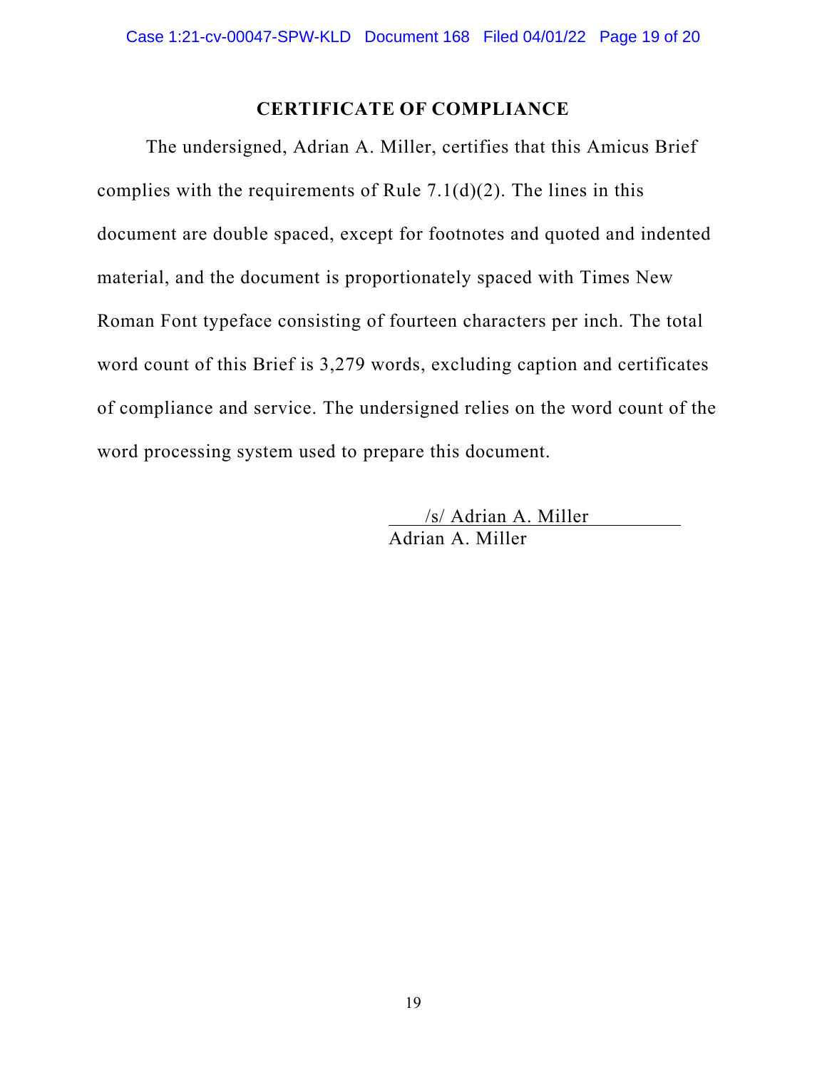## CERTIFICATE OF COMPLIANCE

The undersigned, Adrian A. Miller, certifies that this Amicus Brief complies with the requirements of Rule 7.1(d)(2). The lines in this document are double spaced, except for footnotes and quoted and indented material, and the document is proportionately spaced with Times New Roman Font typeface consisting of fourteen characters per inch. The total word count of this Brief is 3,279 words, excluding caption and certificates of compliance and service. The undersigned relies on the word count of the word processing system used to prepare this document.

/s/ Adrian A. Miller
Adrian A. Miller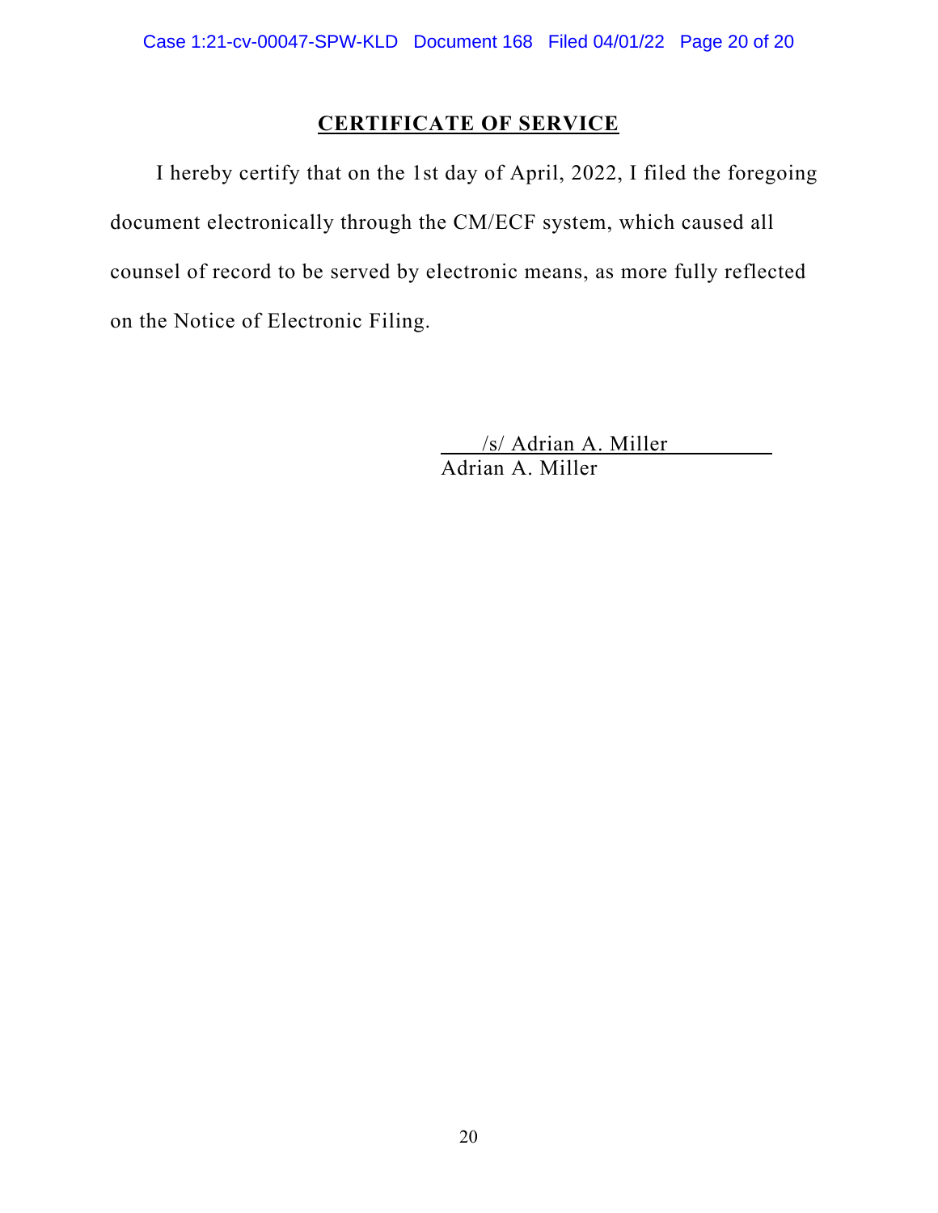## CERTIFICATE OF SERVICE

I hereby certify that on the 1st day of April, 2022, I filed the foregoing document electronically through the CM/ECF system, which caused all counsel of record to be served by electronic means, as more fully reflected on the Notice of Electronic Filing.

/s/ Adrian A. Miller
Adrian A. Miller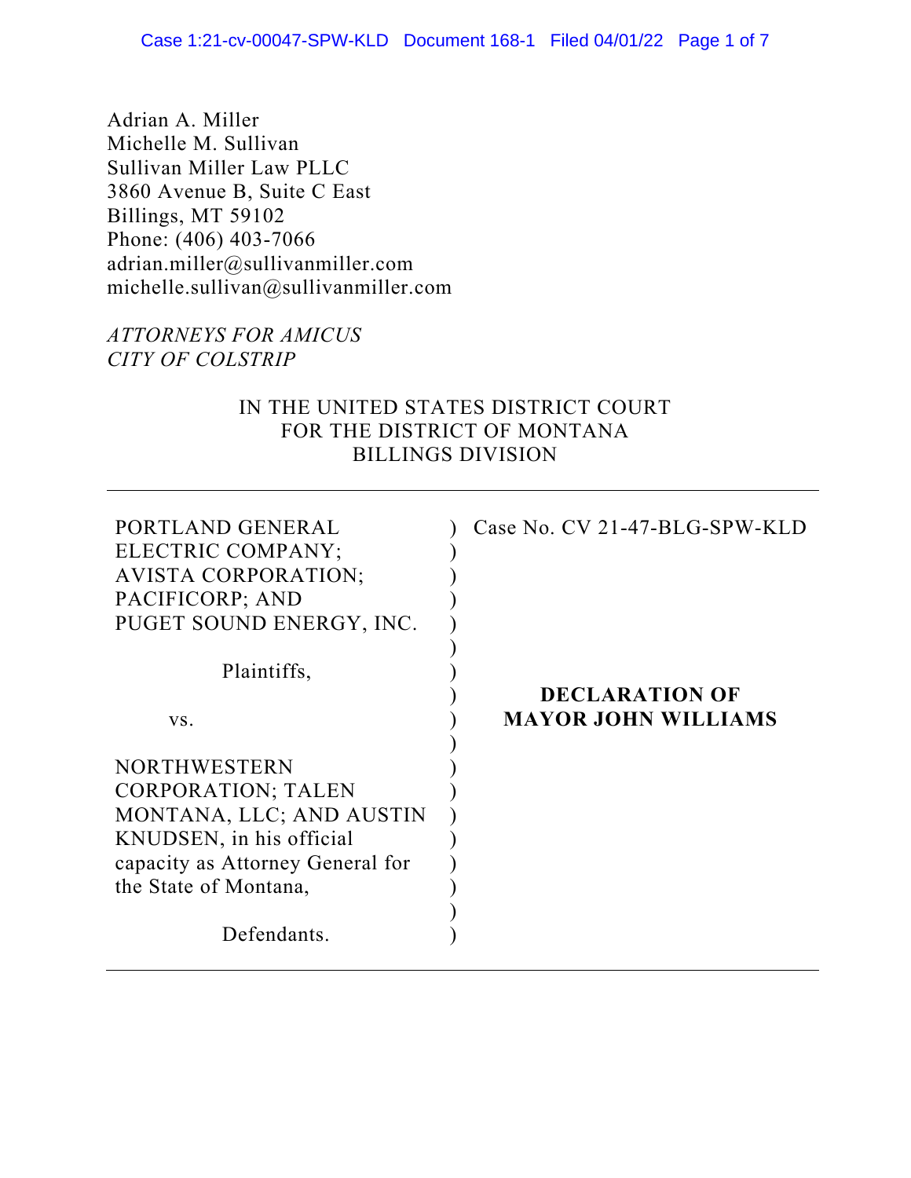Adrian A. Miller
Michelle M. Sullivan
Sullivan Miller Law PLLC
3860 Avenue B, Suite C East
Billings, MT 59102
Phone: (406) 403-7066
adrian.miller@sullivanmiller.com
michelle.sullivan@sullivanmiller.com

*ATTORNEYS FOR AMICUS*
*CITY OF COLSTRIP*

IN THE UNITED STATES DISTRICT COURT
FOR THE DISTRICT OF MONTANA
BILLINGS DIVISION

| | | |
|---|---|---|
| PORTLAND GENERAL ELECTRIC COMPANY; AVISTA CORPORATION; PACIFICORP; AND PUGET SOUND ENERGY, INC. | ) | Case No. CV 21-47-BLG-SPW-KLD |
| Plaintiffs, | ) | |
| vs. | ) | **DECLARATION OF MAYOR JOHN WILLIAMS** |
| NORTHWESTERN CORPORATION; TALEN MONTANA, LLC; AND AUSTIN KNUDSEN, in his official capacity as Attorney General for the State of Montana, | ) | |
| Defendants. | ) | |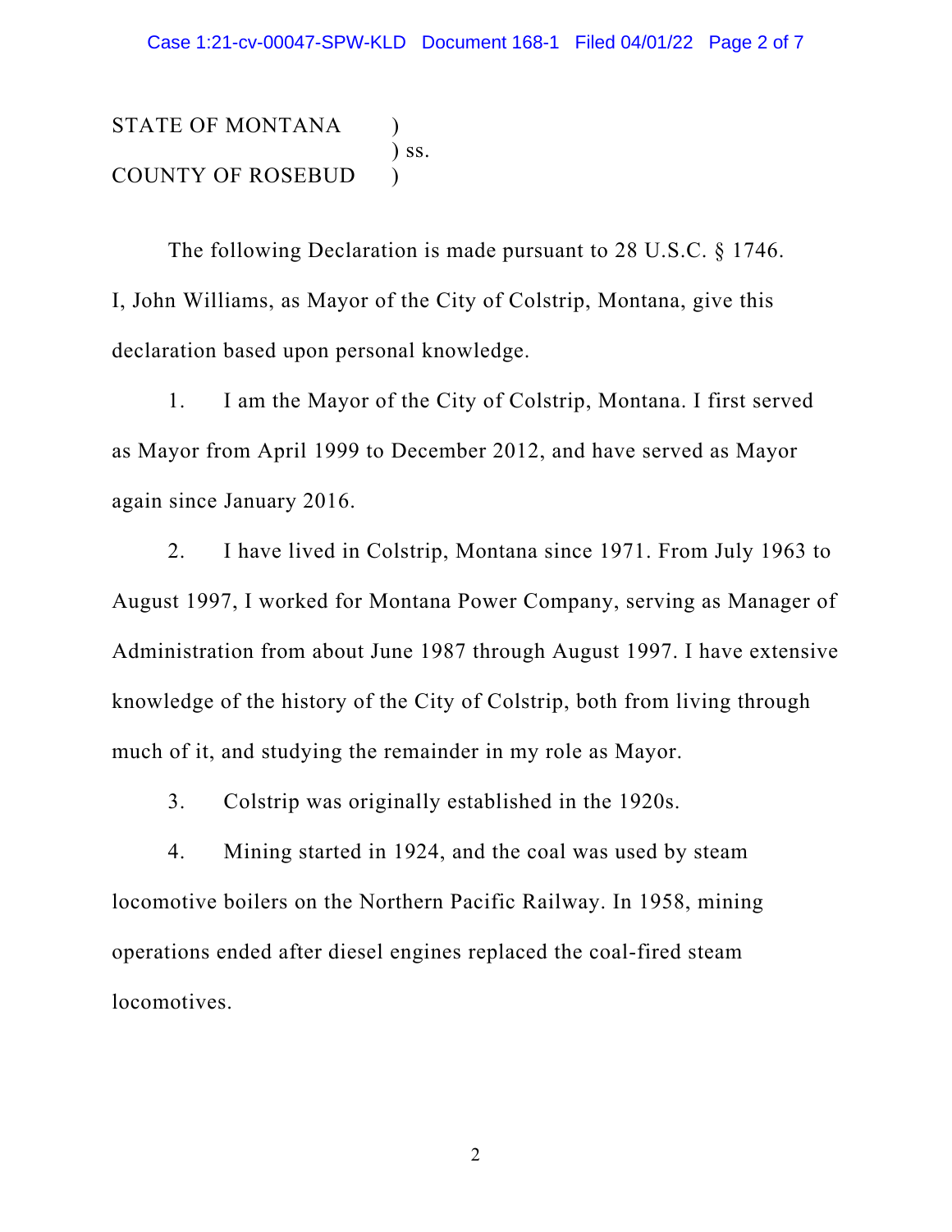STATE OF MONTANA )
) ss.
COUNTY OF ROSEBUD )

The following Declaration is made pursuant to 28 U.S.C. § 1746. I, John Williams, as Mayor of the City of Colstrip, Montana, give this declaration based upon personal knowledge.

1. I am the Mayor of the City of Colstrip, Montana. I first served as Mayor from April 1999 to December 2012, and have served as Mayor again since January 2016.

2. I have lived in Colstrip, Montana since 1971. From July 1963 to August 1997, I worked for Montana Power Company, serving as Manager of Administration from about June 1987 through August 1997. I have extensive knowledge of the history of the City of Colstrip, both from living through much of it, and studying the remainder in my role as Mayor.

3. Colstrip was originally established in the 1920s.

4. Mining started in 1924, and the coal was used by steam locomotive boilers on the Northern Pacific Railway. In 1958, mining operations ended after diesel engines replaced the coal-fired steam locomotives.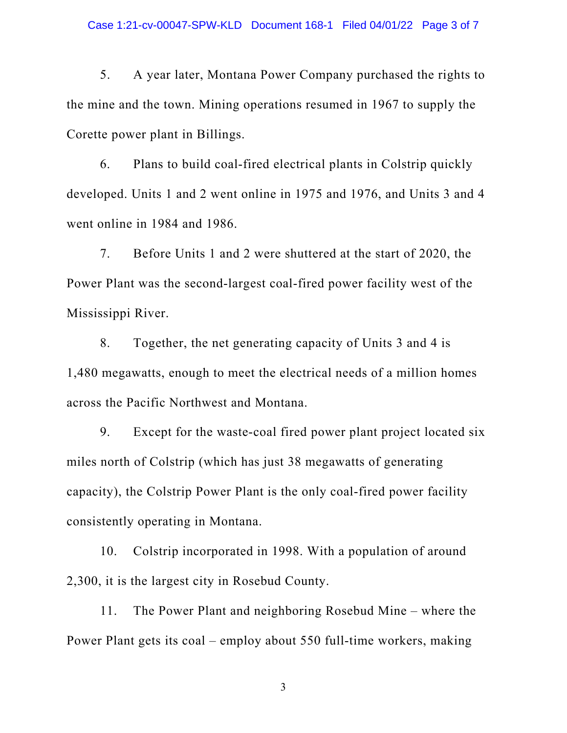5. A year later, Montana Power Company purchased the rights to the mine and the town. Mining operations resumed in 1967 to supply the Corette power plant in Billings.

6. Plans to build coal-fired electrical plants in Colstrip quickly developed. Units 1 and 2 went online in 1975 and 1976, and Units 3 and 4 went online in 1984 and 1986.

7. Before Units 1 and 2 were shuttered at the start of 2020, the Power Plant was the second-largest coal-fired power facility west of the Mississippi River.

8. Together, the net generating capacity of Units 3 and 4 is 1,480 megawatts, enough to meet the electrical needs of a million homes across the Pacific Northwest and Montana.

9. Except for the waste-coal fired power plant project located six miles north of Colstrip (which has just 38 megawatts of generating capacity), the Colstrip Power Plant is the only coal-fired power facility consistently operating in Montana.

10. Colstrip incorporated in 1998. With a population of around 2,300, it is the largest city in Rosebud County.

11. The Power Plant and neighboring Rosebud Mine – where the Power Plant gets its coal – employ about 550 full-time workers, making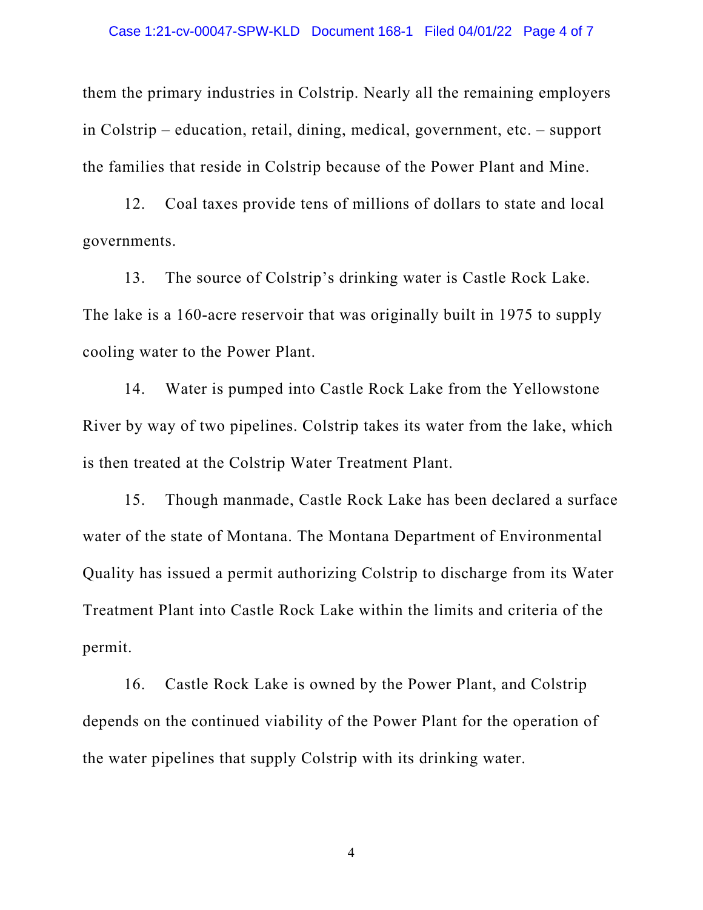them the primary industries in Colstrip. Nearly all the remaining employers in Colstrip – education, retail, dining, medical, government, etc. – support the families that reside in Colstrip because of the Power Plant and Mine.

12. Coal taxes provide tens of millions of dollars to state and local governments.

13. The source of Colstrip's drinking water is Castle Rock Lake. The lake is a 160-acre reservoir that was originally built in 1975 to supply cooling water to the Power Plant.

14. Water is pumped into Castle Rock Lake from the Yellowstone River by way of two pipelines. Colstrip takes its water from the lake, which is then treated at the Colstrip Water Treatment Plant.

15. Though manmade, Castle Rock Lake has been declared a surface water of the state of Montana. The Montana Department of Environmental Quality has issued a permit authorizing Colstrip to discharge from its Water Treatment Plant into Castle Rock Lake within the limits and criteria of the permit.

16. Castle Rock Lake is owned by the Power Plant, and Colstrip depends on the continued viability of the Power Plant for the operation of the water pipelines that supply Colstrip with its drinking water.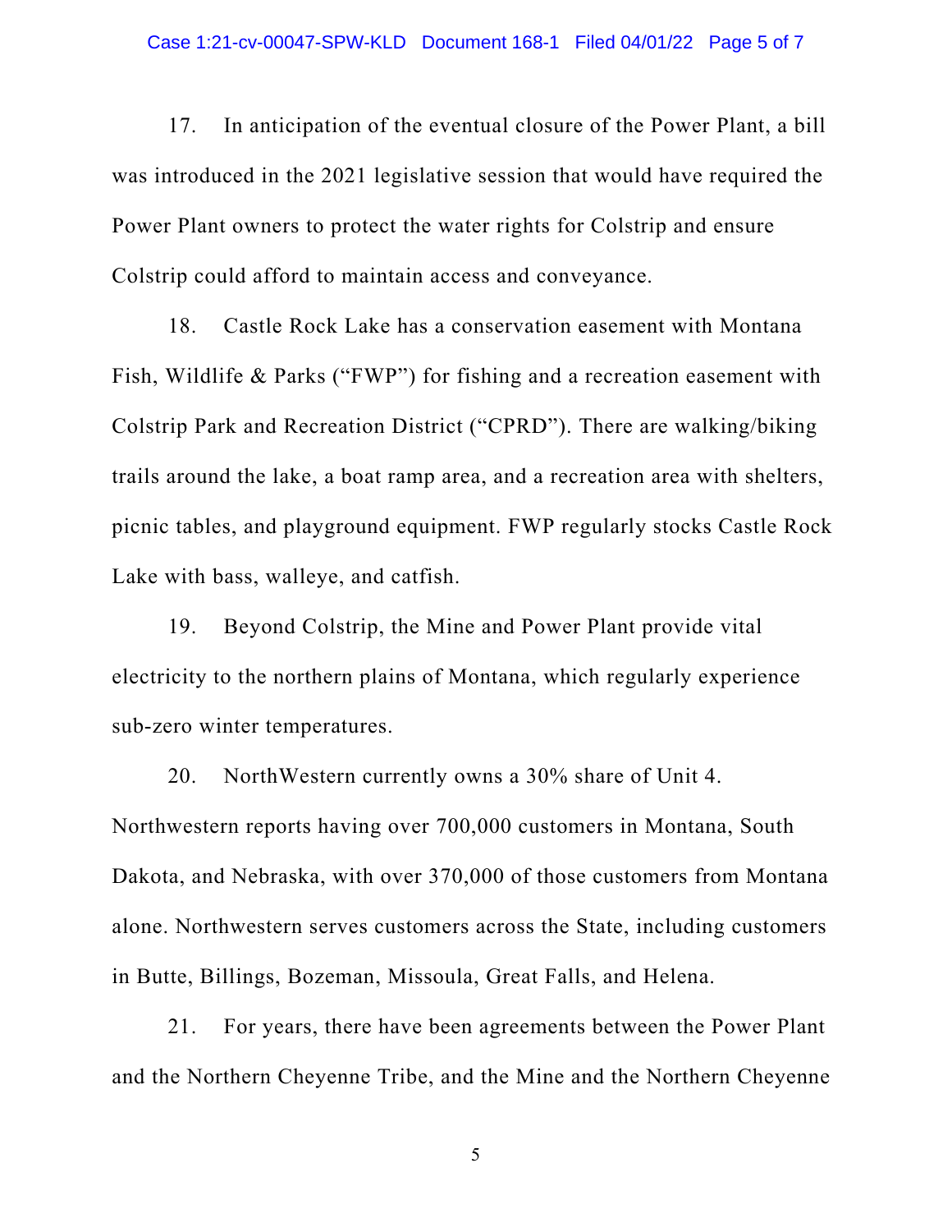17. In anticipation of the eventual closure of the Power Plant, a bill was introduced in the 2021 legislative session that would have required the Power Plant owners to protect the water rights for Colstrip and ensure Colstrip could afford to maintain access and conveyance.

18. Castle Rock Lake has a conservation easement with Montana Fish, Wildlife & Parks ("FWP") for fishing and a recreation easement with Colstrip Park and Recreation District ("CPRD"). There are walking/biking trails around the lake, a boat ramp area, and a recreation area with shelters, picnic tables, and playground equipment. FWP regularly stocks Castle Rock Lake with bass, walleye, and catfish.

19. Beyond Colstrip, the Mine and Power Plant provide vital electricity to the northern plains of Montana, which regularly experience sub-zero winter temperatures.

20. NorthWestern currently owns a 30% share of Unit 4. Northwestern reports having over 700,000 customers in Montana, South Dakota, and Nebraska, with over 370,000 of those customers from Montana alone. Northwestern serves customers across the State, including customers in Butte, Billings, Bozeman, Missoula, Great Falls, and Helena.

21. For years, there have been agreements between the Power Plant and the Northern Cheyenne Tribe, and the Mine and the Northern Cheyenne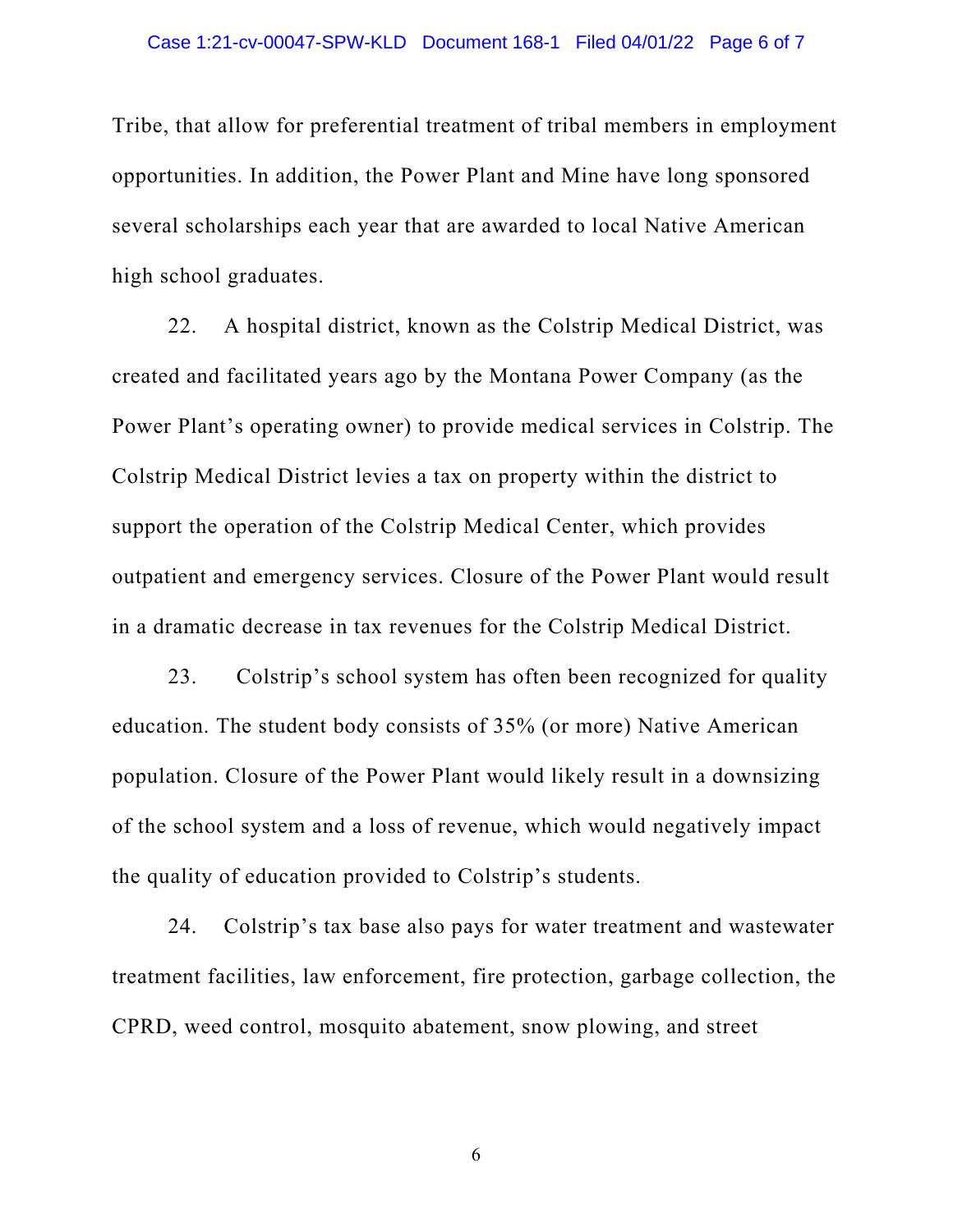Tribe, that allow for preferential treatment of tribal members in employment opportunities. In addition, the Power Plant and Mine have long sponsored several scholarships each year that are awarded to local Native American high school graduates.

22. A hospital district, known as the Colstrip Medical District, was created and facilitated years ago by the Montana Power Company (as the Power Plant's operating owner) to provide medical services in Colstrip. The Colstrip Medical District levies a tax on property within the district to support the operation of the Colstrip Medical Center, which provides outpatient and emergency services. Closure of the Power Plant would result in a dramatic decrease in tax revenues for the Colstrip Medical District.

23. Colstrip's school system has often been recognized for quality education. The student body consists of 35% (or more) Native American population. Closure of the Power Plant would likely result in a downsizing of the school system and a loss of revenue, which would negatively impact the quality of education provided to Colstrip's students.

24. Colstrip's tax base also pays for water treatment and wastewater treatment facilities, law enforcement, fire protection, garbage collection, the CPRD, weed control, mosquito abatement, snow plowing, and street